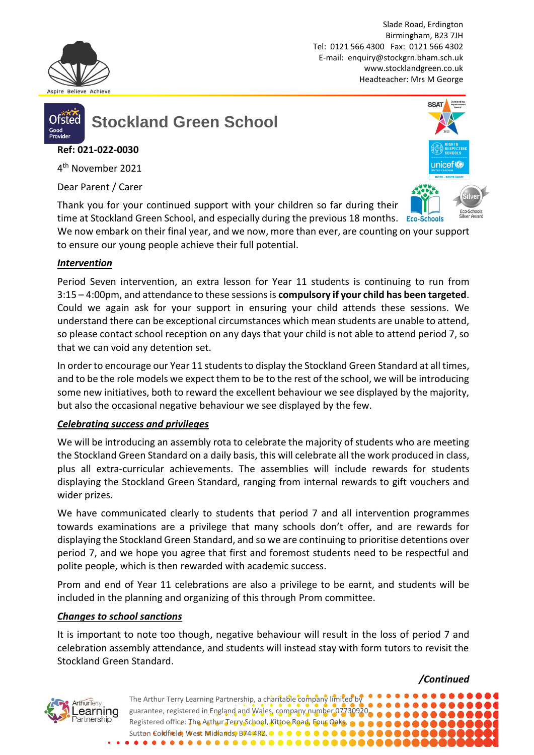Slade Road, Erdington
Birmingham, B23 7JH
Tel: 0121 566 4300 Fax: 0121 566 4302
E-mail: enquiry@stockgrn.bham.sch.uk
www.stocklandgreen.co.uk
Headteacher: Mrs M George

Aspire Believe Achieve

# Stockland Green School

**Ref: 021-022-0030**

4th November 2021

Dear Parent / Carer

Thank you for your continued support with your children so far during their time at Stockland Green School, and especially during the previous 18 months. We now embark on their final year, and we now, more than ever, are counting on your support to ensure our young people achieve their full potential.

***Intervention***

Period Seven intervention, an extra lesson for Year 11 students is continuing to run from 3:15 – 4:00pm, and attendance to these sessions is **compulsory if your child has been targeted**. Could we again ask for your support in ensuring your child attends these sessions. We understand there can be exceptional circumstances which mean students are unable to attend, so please contact school reception on any days that your child is not able to attend period 7, so that we can void any detention set.

In order to encourage our Year 11 students to display the Stockland Green Standard at all times, and to be the role models we expect them to be to the rest of the school, we will be introducing some new initiatives, both to reward the excellent behaviour we see displayed by the majority, but also the occasional negative behaviour we see displayed by the few.

***Celebrating success and privileges***

We will be introducing an assembly rota to celebrate the majority of students who are meeting the Stockland Green Standard on a daily basis, this will celebrate all the work produced in class, plus all extra-curricular achievements. The assemblies will include rewards for students displaying the Stockland Green Standard, ranging from internal rewards to gift vouchers and wider prizes.

We have communicated clearly to students that period 7 and all intervention programmes towards examinations are a privilege that many schools don't offer, and are rewards for displaying the Stockland Green Standard, and so we are continuing to prioritise detentions over period 7, and we hope you agree that first and foremost students need to be respectful and polite people, which is then rewarded with academic success.

Prom and end of Year 11 celebrations are also a privilege to be earnt, and students will be included in the planning and organizing of this through Prom committee.

***Changes to school sanctions***

It is important to note too though, negative behaviour will result in the loss of period 7 and celebration assembly attendance, and students will instead stay with form tutors to revisit the Stockland Green Standard.

***/Continued***

The Arthur Terry Learning Partnership, a charitable company limited by guarantee, registered in England and Wales, company number 07730920. Registered office: The Arthur Terry School, Kittoe Road, Four Oaks, Sutton Coldfield, West Midlands, B74 4RZ.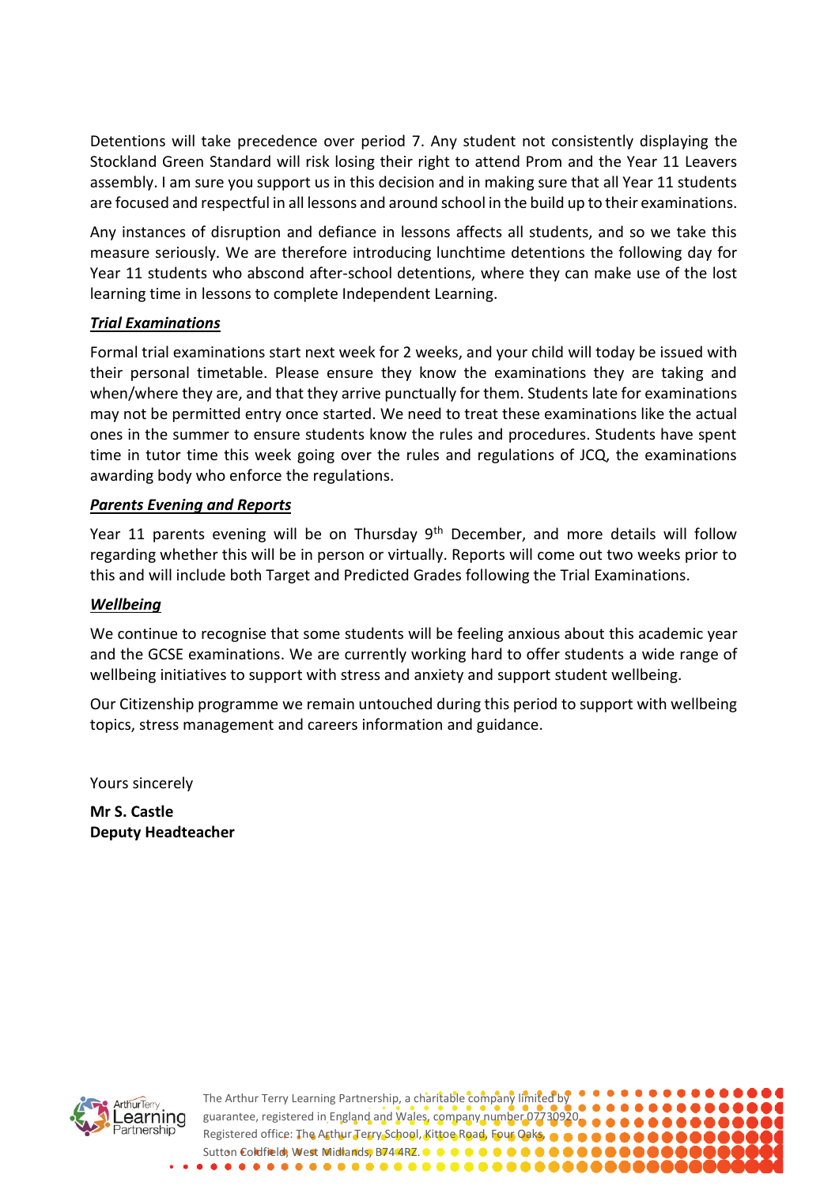Detentions will take precedence over period 7. Any student not consistently displaying the Stockland Green Standard will risk losing their right to attend Prom and the Year 11 Leavers assembly. I am sure you support us in this decision and in making sure that all Year 11 students are focused and respectful in all lessons and around school in the build up to their examinations.

Any instances of disruption and defiance in lessons affects all students, and so we take this measure seriously. We are therefore introducing lunchtime detentions the following day for Year 11 students who abscond after-school detentions, where they can make use of the lost learning time in lessons to complete Independent Learning.

***Trial Examinations***

Formal trial examinations start next week for 2 weeks, and your child will today be issued with their personal timetable. Please ensure they know the examinations they are taking and when/where they are, and that they arrive punctually for them. Students late for examinations may not be permitted entry once started. We need to treat these examinations like the actual ones in the summer to ensure students know the rules and procedures. Students have spent time in tutor time this week going over the rules and regulations of JCQ, the examinations awarding body who enforce the regulations.

***Parents Evening and Reports***

Year 11 parents evening will be on Thursday 9th December, and more details will follow regarding whether this will be in person or virtually. Reports will come out two weeks prior to this and will include both Target and Predicted Grades following the Trial Examinations.

***Wellbeing***

We continue to recognise that some students will be feeling anxious about this academic year and the GCSE examinations. We are currently working hard to offer students a wide range of wellbeing initiatives to support with stress and anxiety and support student wellbeing.

Our Citizenship programme we remain untouched during this period to support with wellbeing topics, stress management and careers information and guidance.

Yours sincerely

**Mr S. Castle**
**Deputy Headteacher**

The Arthur Terry Learning Partnership, a charitable company limited by guarantee, registered in England and Wales, company number 07730920. Registered office: The Arthur Terry School, Kittoe Road, Four Oaks, Sutton Coldfield, West Midlands, B74 4RZ.